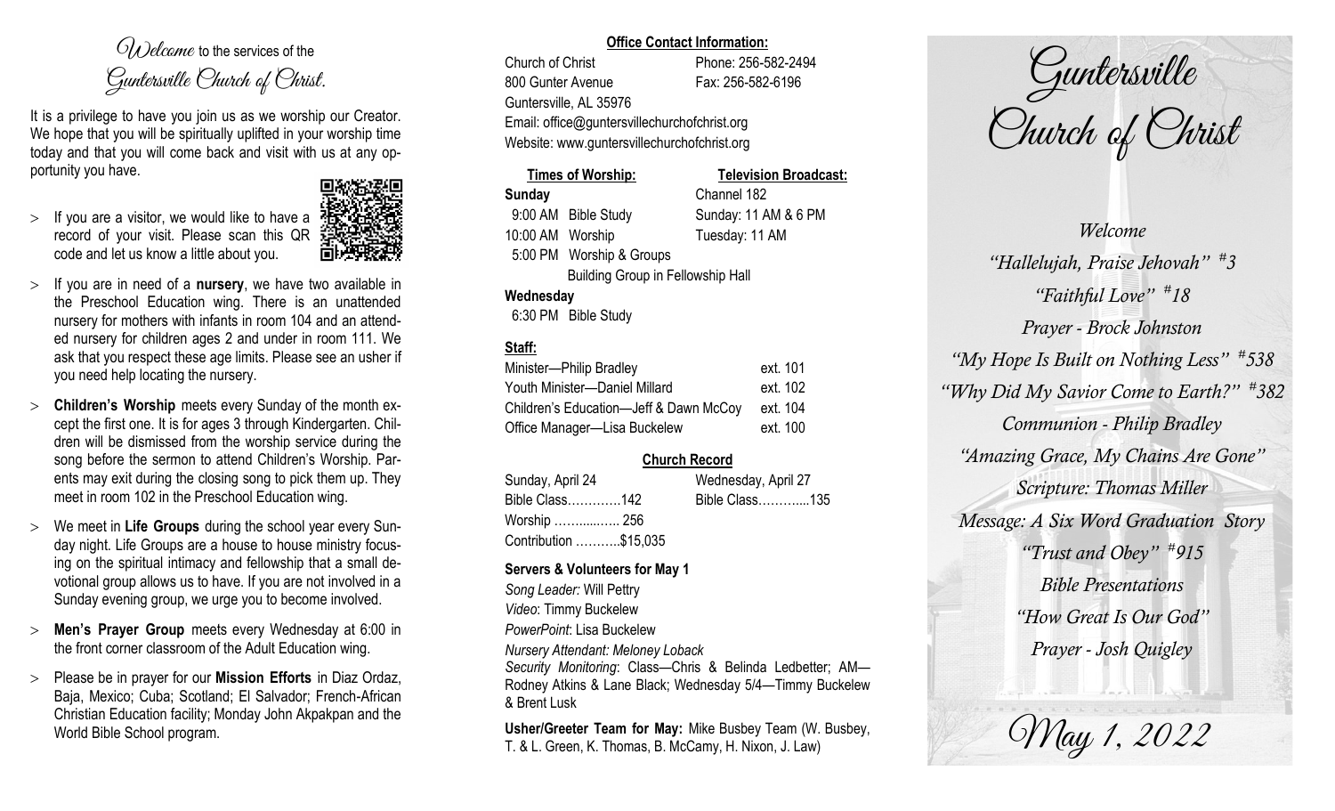# *Welcome* to the services of the *Guntersville Church of Christ.*

It is a privilege to have you join us as we worship our Creator. We hope that you will be spiritually uplifted in your worship time today and that you will come back and visit with us at any opportunity you have.

- If you are a visitor, we would like to have a record of your visit. Please scan this QR code and let us know a little about you.
- If you are in need of a **nursery**, we have two available in the Preschool Education wing. There is an unattended nursery for mothers with infants in room 104 and an attended nursery for children ages 2 and under in room 111. We ask that you respect these age limits. Please see an usher if you need help locating the nursery.
- **Children's Worship** meets every Sunday of the month except the first one. It is for ages 3 through Kindergarten. Children will be dismissed from the worship service during the song before the sermon to attend Children's Worship. Parents may exit during the closing song to pick them up. They meet in room 102 in the Preschool Education wing.
- We meet in **Life Groups** during the school year every Sunday night. Life Groups are a house to house ministry focusing on the spiritual intimacy and fellowship that a small devotional group allows us to have. If you are not involved in a Sunday evening group, we urge you to become involved.
- **Men's Prayer Group** meets every Wednesday at 6:00 in the front corner classroom of the Adult Education wing.
- Please be in prayer for our **Mission Efforts** in Diaz Ordaz, Baja, Mexico; Cuba; Scotland; El Salvador; French-African Christian Education facility; Monday John Akpakpan and the World Bible School program.

## Office Contact Information:

Church of Christ — Phone: 256-582-2494
800 Gunter Avenue — Fax: 256-582-6196
Guntersville, AL 35976
Email: office@guntersvillechurchofchrist.org
Website: www.guntersvillechurchofchrist.org

**Times of Worship:**

**Sunday**
9:00 AM Bible Study
10:00 AM Worship
5:00 PM Worship & Groups
Building Group in Fellowship Hall

**Wednesday**
6:30 PM Bible Study

**Television Broadcast:**

Channel 182
Sunday: 11 AM & 6 PM
Tuesday: 11 AM

## Staff:

| | |
|---|---|
| Minister—Philip Bradley | ext. 101 |
| Youth Minister—Daniel Millard | ext. 102 |
| Children's Education—Jeff & Dawn McCoy | ext. 104 |
| Office Manager—Lisa Buckelew | ext. 100 |

## Church Record

| Sunday, April 24 | Wednesday, April 27 |
|---|---|
| Bible Class............142 | Bible Class...........135 |
| Worship ............ 256 | |
| Contribution ..........$15,035 | |

**Servers & Volunteers for May 1**

*Song Leader:* Will Pettry
*Video*: Timmy Buckelew
*PowerPoint*: Lisa Buckelew
*Nursery Attendant: Meloney Loback*
*Security Monitoring*: Class—Chris & Belinda Ledbetter; AM—Rodney Atkins & Lane Black; Wednesday 5/4—Timmy Buckelew & Brent Lusk

**Usher/Greeter Team for May:** Mike Busbey Team (W. Busbey, T. & L. Green, K. Thomas, B. McCamy, H. Nixon, J. Law)

# Guntersville Church of Christ

*Welcome*
*"Hallelujah, Praise Jehovah" #3*
*"Faithful Love" #18*
*Prayer - Brock Johnston*
*"My Hope Is Built on Nothing Less" #538*
*"Why Did My Savior Come to Earth?" #382*
*Communion - Philip Bradley*
*"Amazing Grace, My Chains Are Gone"*
*Scripture: Thomas Miller*
*Message: A Six Word Graduation Story*
*"Trust and Obey" #915*
*Bible Presentations*
*"How Great Is Our God"*
*Prayer - Josh Quigley*

*May 1, 2022*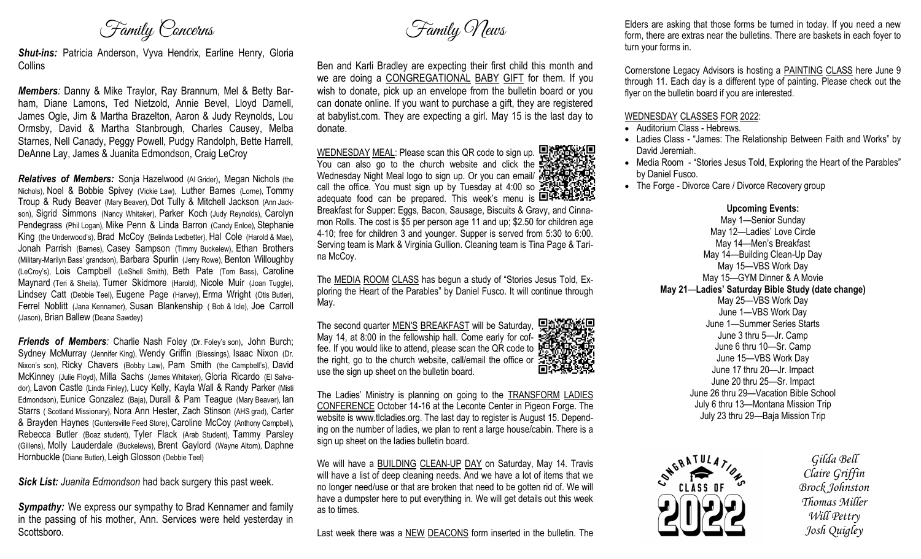# Family Concerns

***Shut-ins:*** Patricia Anderson, Vyva Hendrix, Earline Henry, Gloria Collins

***Members:*** Danny & Mike Traylor, Ray Brannum, Mel & Betty Barham, Diane Lamons, Ted Nietzold, Annie Bevel, Lloyd Darnell, James Ogle, Jim & Martha Brazelton, Aaron & Judy Reynolds, Lou Ormsby, David & Martha Stanbrough, Charles Causey, Melba Starnes, Nell Canady, Peggy Powell, Pudgy Randolph, Bette Harrell, DeAnne Lay, James & Juanita Edmondson, Craig LeCroy

***Relatives of Members:*** Sonja Hazelwood (Al Grider), Megan Nichols (the Nichols), Noel & Bobbie Spivey (Vickie Law), Luther Barnes (Lorne), Tommy Troup & Rudy Beaver (Mary Beaver), Dot Tully & Mitchell Jackson (Ann Jackson), Sigrid Simmons (Nancy Whitaker), Parker Koch (Judy Reynolds), Carolyn Pendegrass (Phil Logan), Mike Penn & Linda Barron (Candy Enloe), Stephanie King (the Underwood's), Brad McCoy (Belinda Ledbetter), Hal Cole (Harold & Mae), Jonah Parrish (Barnes), Casey Sampson (Timmy Buckelew), Ethan Brothers (Military-Marilyn Bass' grandson), Barbara Spurlin (Jerry Rowe), Benton Willoughby (LeCroy's), Lois Campbell (LeShell Smith), Beth Pate (Tom Bass), Caroline Maynard (Teri & Sheila), Turner Skidmore (Harold), Nicole Muir (Joan Tuggle), Lindsey Catt (Debbie Teel), Eugene Page (Harvey), Erma Wright (Otis Butler), Ferrel Noblitt (Jana Kennamer), Susan Blankenship ( Bob & Icle), Joe Carroll (Jason), Brian Ballew (Deana Sawdey)

***Friends of Members:*** Charlie Nash Foley (Dr. Foley's son), John Burch; Sydney McMurray (Jennifer King), Wendy Griffin (Blessings), Isaac Nixon (Dr. Nixon's son), Ricky Chavers (Bobby Law), Pam Smith (the Campbell's), David McKinney (Julie Floyd), Milla Sachs (James Whitaker), Gloria Ricardo (El Salvador), Lavon Castle (Linda Finley), Lucy Kelly, Kayla Wall & Randy Parker (Misti Edmondson), Eunice Gonzalez (Baja), Durall & Pam Teague (Mary Beaver), Ian Starrs ( Scotland Missionary), Nora Ann Hester, Zach Stinson (AHS grad), Carter & Brayden Haynes (Guntersville Feed Store), Caroline McCoy (Anthony Campbell), Rebecca Butler (Boaz student), Tyler Flack (Arab Student), Tammy Parsley (Gillens), Molly Lauderdale (Buckelews), Brent Gaylord (Wayne Altom), Daphne Hornbuckle (Diane Butler), Leigh Glosson (Debbie Teel)

***Sick List:*** *Juanita Edmondson* had back surgery this past week.

***Sympathy:*** We express our sympathy to Brad Kennamer and family in the passing of his mother, Ann. Services were held yesterday in Scottsboro.

# Family News

Ben and Karli Bradley are expecting their first child this month and we are doing a CONGREGATIONAL BABY GIFT for them. If you wish to donate, pick up an envelope from the bulletin board or you can donate online. If you want to purchase a gift, they are registered at babylist.com. They are expecting a girl. May 15 is the last day to donate.

WEDNESDAY MEAL: Please scan this QR code to sign up. You can also go to the church website and click the Wednesday Night Meal logo to sign up. Or you can email/call the office. You must sign up by Tuesday at 4:00 so adequate food can be prepared. This week's menu is Breakfast for Supper: Eggs, Bacon, Sausage, Biscuits & Gravy, and Cinnamon Rolls. The cost is $5 per person age 11 and up; $2.50 for children age 4-10; free for children 3 and younger. Supper is served from 5:30 to 6:00. Serving team is Mark & Virginia Gullion. Cleaning team is Tina Page & Tarina McCoy.

The MEDIA ROOM CLASS has begun a study of "Stories Jesus Told, Exploring the Heart of the Parables" by Daniel Fusco. It will continue through May.

The second quarter MEN'S BREAKFAST will be Saturday, May 14, at 8:00 in the fellowship hall. Come early for coffee. If you would like to attend, please scan the QR code to the right, go to the church website, call/email the office or use the sign up sheet on the bulletin board.

The Ladies' Ministry is planning on going to the TRANSFORM LADIES CONFERENCE October 14-16 at the Leconte Center in Pigeon Forge. The website is www.tlcladies.org. The last day to register is August 15. Depending on the number of ladies, we plan to rent a large house/cabin. There is a sign up sheet on the ladies bulletin board.

We will have a BUILDING CLEAN-UP DAY on Saturday, May 14. Travis will have a list of deep cleaning needs. And we have a lot of items that we no longer need/use or that are broken that need to be gotten rid of. We will have a dumpster here to put everything in. We will get details out this week as to times.

Last week there was a NEW DEACONS form inserted in the bulletin. The Elders are asking that those forms be turned in today. If you need a new form, there are extras near the bulletins. There are baskets in each foyer to turn your forms in.

Cornerstone Legacy Advisors is hosting a PAINTING CLASS here June 9 through 11. Each day is a different type of painting. Please check out the flyer on the bulletin board if you are interested.

WEDNESDAY CLASSES FOR 2022:

- Auditorium Class - Hebrews.
- Ladies Class - "James: The Relationship Between Faith and Works" by David Jeremiah.
- Media Room - "Stories Jesus Told, Exploring the Heart of the Parables" by Daniel Fusco.
- The Forge - Divorce Care / Divorce Recovery group

**Upcoming Events:**

May 1—Senior Sunday
May 12—Ladies' Love Circle
May 14—Men's Breakfast
May 14—Building Clean-Up Day
May 15—VBS Work Day
May 15—GYM Dinner & A Movie
**May 21—Ladies' Saturday Bible Study (date change)**
May 25—VBS Work Day
June 1—VBS Work Day
June 1—Summer Series Starts
June 3 thru 5—Jr. Camp
June 6 thru 10—Sr. Camp
June 15—VBS Work Day
June 17 thru 20—Jr. Impact
June 20 thru 25—Sr. Impact
June 26 thru 29—Vacation Bible School
July 6 thru 13—Montana Mission Trip
July 23 thru 29—Baja Mission Trip

CONGRATULATIONS CLASS OF 2022

*Gilda Bell*
*Claire Griffin*
*Brock Johnston*
*Thomas Miller*
*Will Pettry*
*Josh Quigley*